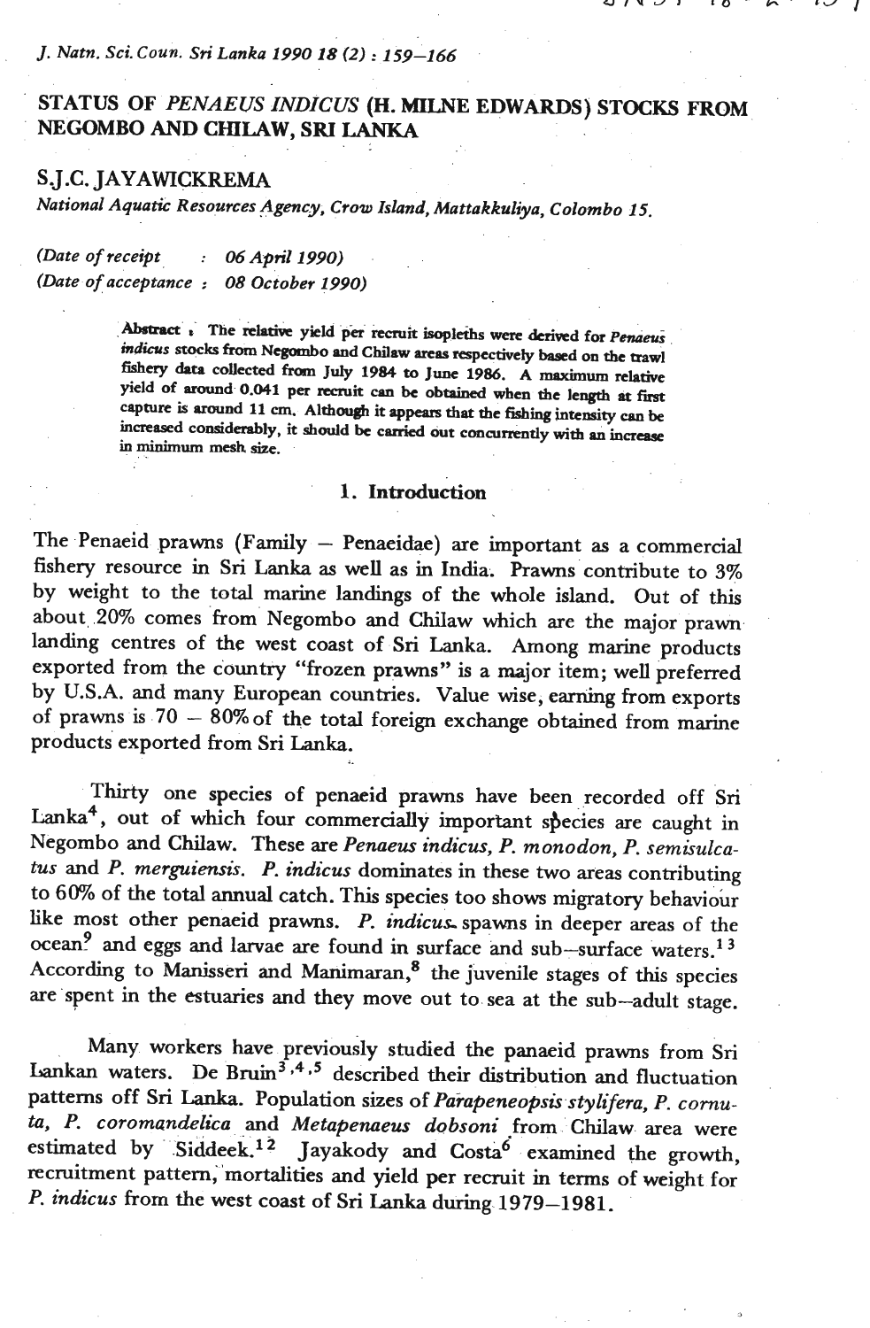# STATUS OF *PENAEUS INDICUS* (H. MILNE EDWARDS) STOCKS FROM NEGOMBO AND CHILAW, SRI LANKA

**S.J.C. JAYAWICKREMA**

*National Aquatic Resources Agency, Crow Island, Mattakkuliya, Colombo 15.*

*(Date of receipt : 06 April 1990)*
*(Date of acceptance : 08 October 1990)*

**Abstract :** The relative yield per recruit isopleths were derived for *Penaeus indicus* stocks from Negombo and Chilaw areas respectively based on the trawl fishery data collected from July 1984 to June 1986. A maximum relative yield of around 0.041 per recruit can be obtained when the length at first capture is around 11 cm. Although it appears that the fishing intensity can be increased considerably, it should be carried out concurrently with an increase in minimum mesh size.

## 1. Introduction

The Penaeid prawns (Family – Penaeidae) are important as a commercial fishery resource in Sri Lanka as well as in India. Prawns contribute to 3% by weight to the total marine landings of the whole island. Out of this about 20% comes from Negombo and Chilaw which are the major prawn landing centres of the west coast of Sri Lanka. Among marine products exported from the country "frozen prawns" is a major item; well preferred by U.S.A. and many European countries. Value wise, earning from exports of prawns is 70 – 80% of the total foreign exchange obtained from marine products exported from Sri Lanka.

Thirty one species of penaeid prawns have been recorded off Sri Lanka[4], out of which four commercially important species are caught in Negombo and Chilaw. These are *Penaeus indicus, P. monodon, P. semisulcatus* and *P. merguiensis*. *P. indicus* dominates in these two areas contributing to 60% of the total annual catch. This species too shows migratory behaviour like most other penaeid prawns. *P. indicus* spawns in deeper areas of the ocean[9] and eggs and larvae are found in surface and sub–surface waters.[13] According to Manisseri and Manimaran,[8] the juvenile stages of this species are spent in the estuaries and they move out to sea at the sub–adult stage.

Many workers have previously studied the panaeid prawns from Sri Lankan waters. De Bruin[3,4,5] described their distribution and fluctuation patterns off Sri Lanka. Population sizes of *Parapeneopsis stylifera, P. cornuta, P. coromandelica* and *Metapenaeus dobsoni* from Chilaw area were estimated by Siddeek.[12] Jayakody and Costa[6] examined the growth, recruitment pattern, mortalities and yield per recruit in terms of weight for *P. indicus* from the west coast of Sri Lanka during 1979–1981.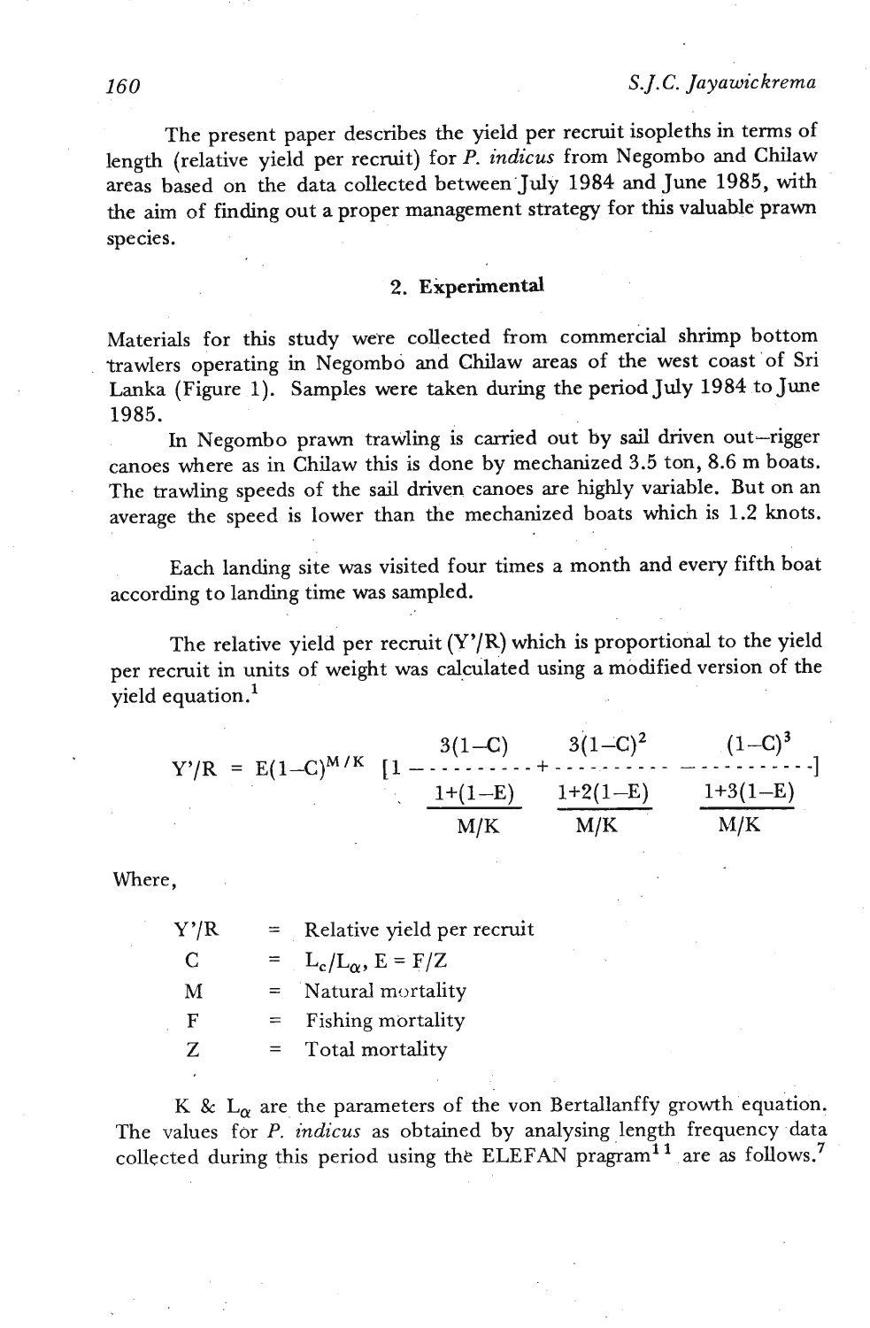The present paper describes the yield per recruit isopleths in terms of length (relative yield per recruit) for *P. indicus* from Negombo and Chilaw areas based on the data collected between July 1984 and June 1985, with the aim of finding out a proper management strategy for this valuable prawn species.

## 2. Experimental

Materials for this study were collected from commercial shrimp bottom trawlers operating in Negombo and Chilaw areas of the west coast of Sri Lanka (Figure 1). Samples were taken during the period July 1984 to June 1985.

In Negombo prawn trawling is carried out by sail driven out–rigger canoes where as in Chilaw this is done by mechanized 3.5 ton, 8.6 m boats. The trawling speeds of the sail driven canoes are highly variable. But on an average the speed is lower than the mechanized boats which is 1.2 knots.

Each landing site was visited four times a month and every fifth boat according to landing time was sampled.

The relative yield per recruit (Y'/R) which is proportional to the yield per recruit in units of weight was calculated using a modified version of the yield equation.[1]

$$Y'/R = E(1-C)^{M/K}\left[1 - \frac{3(1-C)}{1+\frac{(1-E)}{M/K}} + \frac{3(1-C)^2}{1+\frac{2(1-E)}{M/K}} - \frac{(1-C)^3}{1+\frac{3(1-E)}{M/K}}\right]$$

Where,

| | | |
|---|---|---|
| Y'/R | = | Relative yield per recruit |
| C | = | $L_c/L_\alpha$, $E = F/Z$ |
| M | = | Natural mortality |
| F | = | Fishing mortality |
| Z | = | Total mortality |

K & $L_\alpha$ are the parameters of the von Bertallanffy growth equation. The values for *P. indicus* as obtained by analysing length frequency data collected during this period using the ELEFAN pragram[11] are as follows.[7]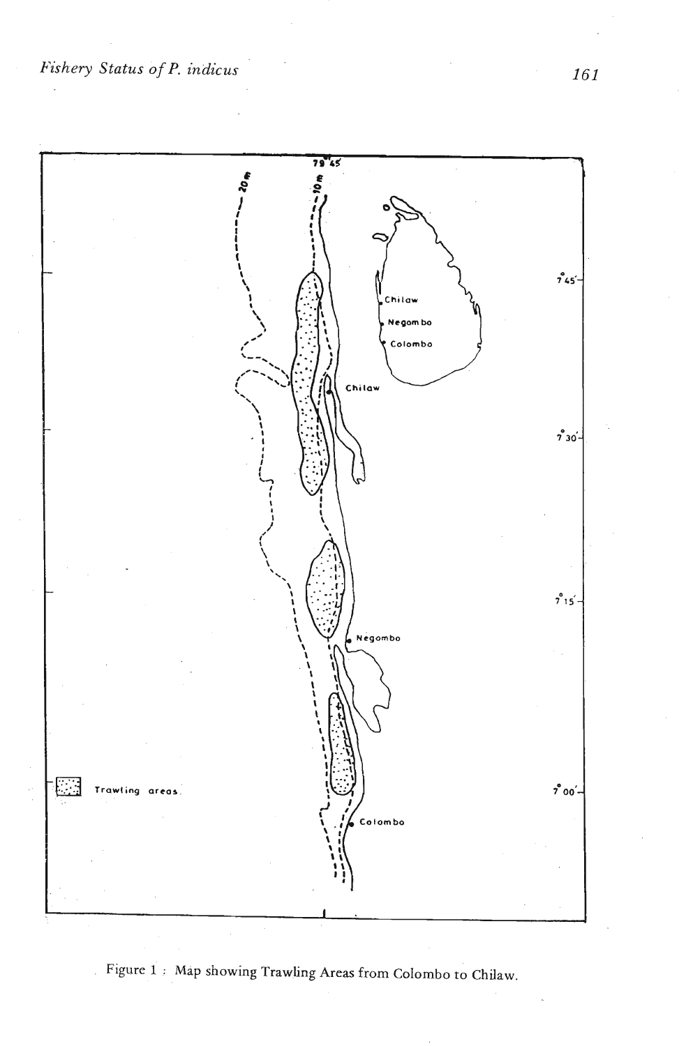Figure 1 : Map showing Trawling Areas from Colombo to Chilaw.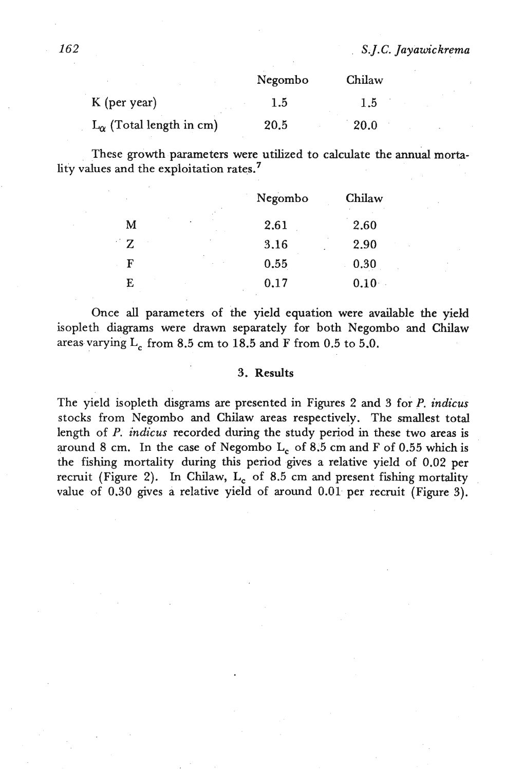| | Negombo | Chilaw |
|---|---|---|
| K (per year) | 1.5 | 1.5 |
| $L_\alpha$ (Total length in cm) | 20.5 | 20.0 |

These growth parameters were utilized to calculate the annual mortality values and the exploitation rates.[7]

| | Negombo | Chilaw |
|---|---|---|
| M | 2.61 | 2.60 |
| Z | 3.16 | 2.90 |
| F | 0.55 | 0.30 |
| E | 0.17 | 0.10 |

Once all parameters of the yield equation were available the yield isopleth diagrams were drawn separately for both Negombo and Chilaw areas varying $L_c$ from 8.5 cm to 18.5 and F from 0.5 to 5.0.

### 3. Results

The yield isopleth disgrams are presented in Figures 2 and 3 for *P. indicus* stocks from Negombo and Chilaw areas respectively. The smallest total length of *P. indicus* recorded during the study period in these two areas is around 8 cm. In the case of Negombo $L_c$ of 8.5 cm and F of 0.55 which is the fishing mortality during this period gives a relative yield of 0.02 per recruit (Figure 2). In Chilaw, $L_c$ of 8.5 cm and present fishing mortality value of 0.30 gives a relative yield of around 0.01 per recruit (Figure 3).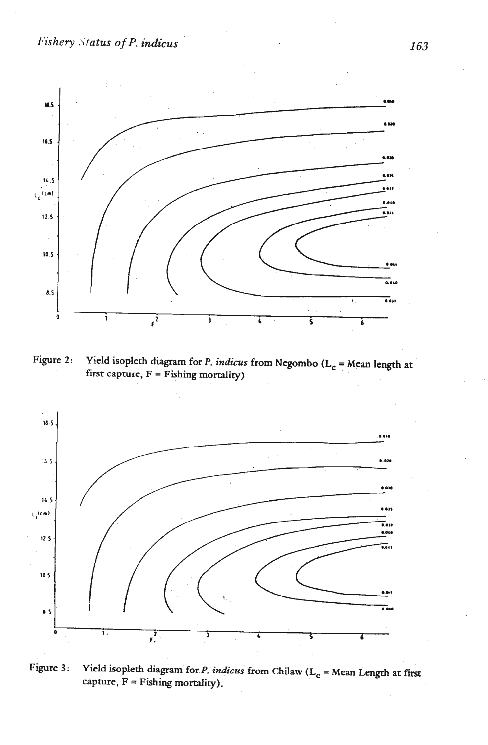Figure 2: Yield isopleth diagram for *P. indicus* from Negombo ($L_c$ = Mean length at first capture, F = Fishing mortality)

Figure 3: Yield isopleth diagram for *P. indicus* from Chilaw ($L_c$ = Mean Length at first capture, F = Fishing mortality).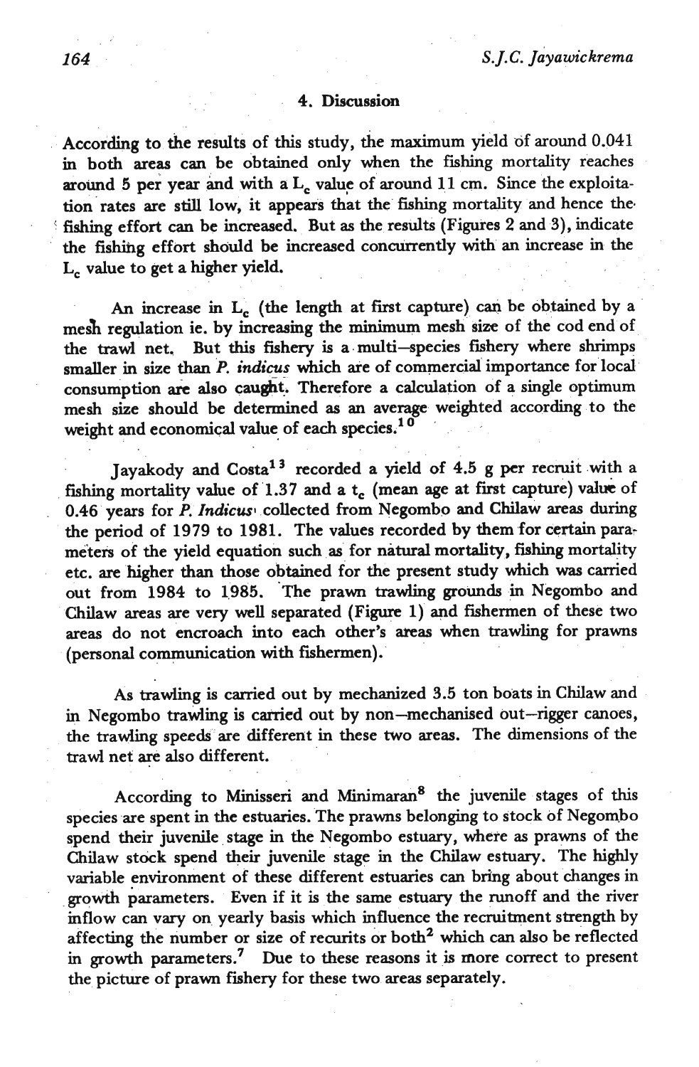## 4. Discussion

According to the results of this study, the maximum yield of around 0.041 in both areas can be obtained only when the fishing mortality reaches around 5 per year and with a $L_c$ value of around 11 cm. Since the exploitation rates are still low, it appears that the fishing mortality and hence the fishing effort can be increased. But as the results (Figures 2 and 3), indicate the fishing effort should be increased concurrently with an increase in the $L_c$ value to get a higher yield.

An increase in $L_c$ (the length at first capture) can be obtained by a mesh regulation ie. by increasing the minimum mesh size of the cod end of the trawl net. But this fishery is a multi–species fishery where shrimps smaller in size than *P. indicus* which are of commercial importance for local consumption are also caught. Therefore a calculation of a single optimum mesh size should be determined as an average weighted according to the weight and economical value of each species.[10]

Jayakody and Costa[13] recorded a yield of 4.5 g per recruit with a fishing mortality value of 1.37 and a $t_c$ (mean age at first capture) value of 0.46 years for *P. Indicus* collected from Negombo and Chilaw areas during the period of 1979 to 1981. The values recorded by them for certain parameters of the yield equation such as for natural mortality, fishing mortality etc. are higher than those obtained for the present study which was carried out from 1984 to 1985. The prawn trawling grounds in Negombo and Chilaw areas are very well separated (Figure 1) and fishermen of these two areas do not encroach into each other's areas when trawling for prawns (personal communication with fishermen).

As trawling is carried out by mechanized 3.5 ton boats in Chilaw and in Negombo trawling is carried out by non–mechanised out–rigger canoes, the trawling speeds are different in these two areas. The dimensions of the trawl net are also different.

According to Minisseri and Minimaran[8] the juvenile stages of this species are spent in the estuaries. The prawns belonging to stock of Negombo spend their juvenile stage in the Negombo estuary, where as prawns of the Chilaw stock spend their juvenile stage in the Chilaw estuary. The highly variable environment of these different estuaries can bring about changes in growth parameters. Even if it is the same estuary the runoff and the river inflow can vary on yearly basis which influence the recruitment strength by affecting the number or size of recurits or both[2] which can also be reflected in growth parameters.[7] Due to these reasons it is more correct to present the picture of prawn fishery for these two areas separately.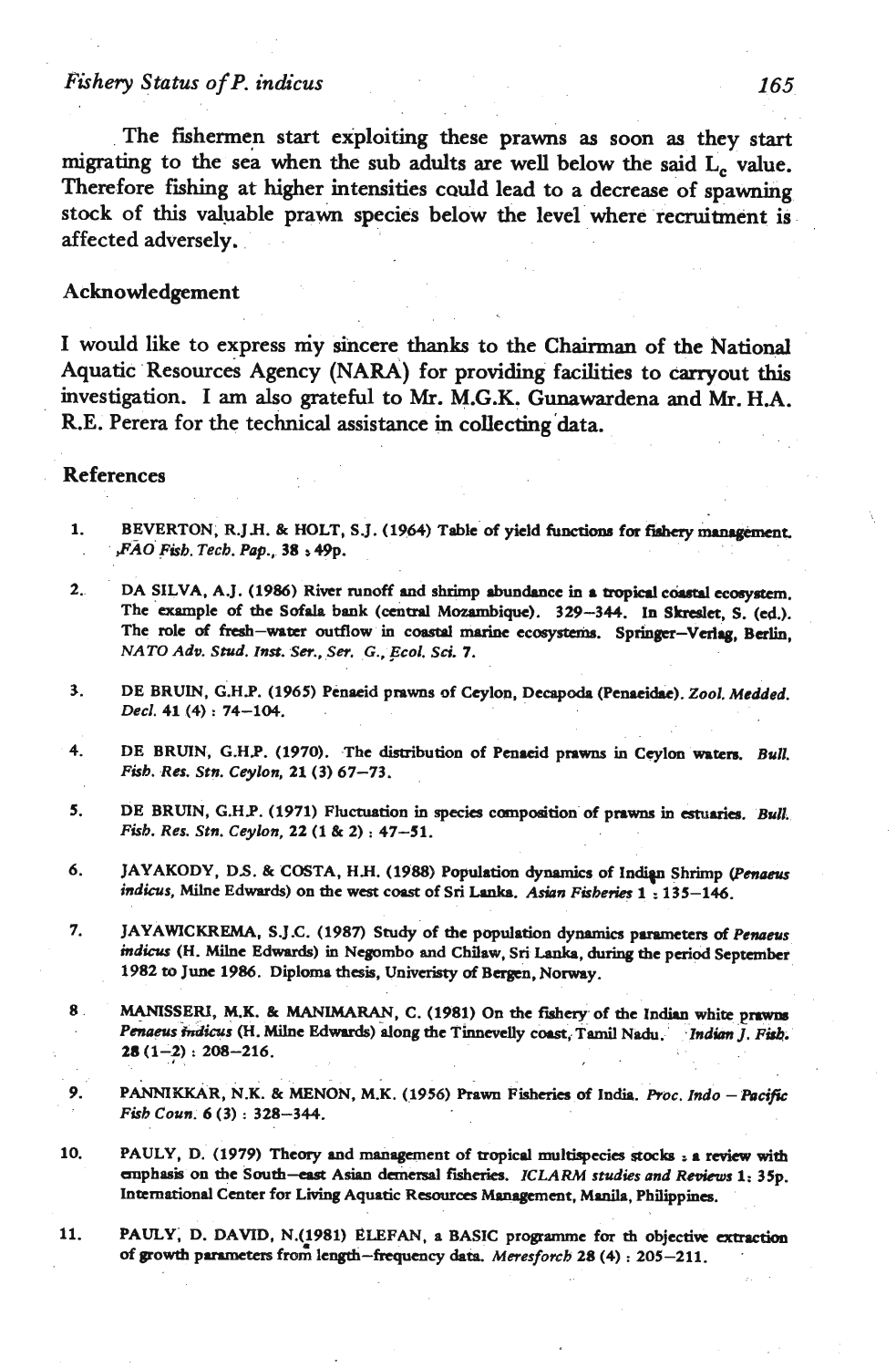The fishermen start exploiting these prawns as soon as they start migrating to the sea when the sub adults are well below the said $L_c$ value. Therefore fishing at higher intensities could lead to a decrease of spawning stock of this valuable prawn species below the level where recruitment is affected adversely.

## Acknowledgement

I would like to express my sincere thanks to the Chairman of the National Aquatic Resources Agency (NARA) for providing facilities to carryout this investigation. I am also grateful to Mr. M.G.K. Gunawardena and Mr. H.A. R.E. Perera for the technical assistance in collecting data.

## References

1. BEVERTON, R.J.H. & HOLT, S.J. (1964) Table of yield functions for fishery management. *FAO Fish. Tech. Pap.*, 38 : 49p.

2. DA SILVA, A.J. (1986) River runoff and shrimp abundance in a tropical coastal ecosystem. The example of the Sofala bank (central Mozambique). 329–344. In Skreslet, S. (ed.). The role of fresh–water outflow in coastal marine ecosystems. Springer–Verlag, Berlin, *NATO Adv. Stud. Inst. Ser., Ser. G., Ecol. Sci.* 7.

3. DE BRUIN, G.H.P. (1965) Penaeid prawns of Ceylon, Decapoda (Penaeidae). *Zool. Medded. Decl.* 41 (4) : 74–104.

4. DE BRUIN, G.H.P. (1970). The distribution of Penaeid prawns in Ceylon waters. *Bull. Fish. Res. Stn. Ceylon*, 21 (3) 67–73.

5. DE BRUIN, G.H.P. (1971) Fluctuation in species composition of prawns in estuaries. *Bull. Fish. Res. Stn. Ceylon*, 22 (1 & 2) : 47–51.

6. JAYAKODY, D.S. & COSTA, H.H. (1988) Population dynamics of Indian Shrimp (*Penaeus indicus*, Milne Edwards) on the west coast of Sri Lanka. *Asian Fisheries* 1 : 135–146.

7. JAYAWICKREMA, S.J.C. (1987) Study of the population dynamics parameters of *Penaeus indicus* (H. Milne Edwards) in Negombo and Chilaw, Sri Lanka, during the period September 1982 to June 1986. Diploma thesis, Univeristy of Bergen, Norway.

8. MANISSERI, M.K. & MANIMARAN, C. (1981) On the fishery of the Indian white prawns *Penaeus indicus* (H. Milne Edwards) along the Tinnevelly coast, Tamil Nadu. *Indian J. Fish.* 28 (1–2) : 208–216.

9. PANNIKKAR, N.K. & MENON, M.K. (1956) Prawn Fisheries of India. *Proc. Indo – Pacific Fish Coun.* 6 (3) : 328–344.

10. PAULY, D. (1979) Theory and management of tropical multispecies stocks : a review with emphasis on the South–east Asian demersal fisheries. *ICLARM studies and Reviews* 1: 35p. International Center for Living Aquatic Resources Management, Manila, Philippines.

11. PAULY, D. DAVID, N.(1981) ELEFAN, a BASIC programme for th objective extraction of growth parameters from length–frequency data. *Meresforch* 28 (4) : 205–211.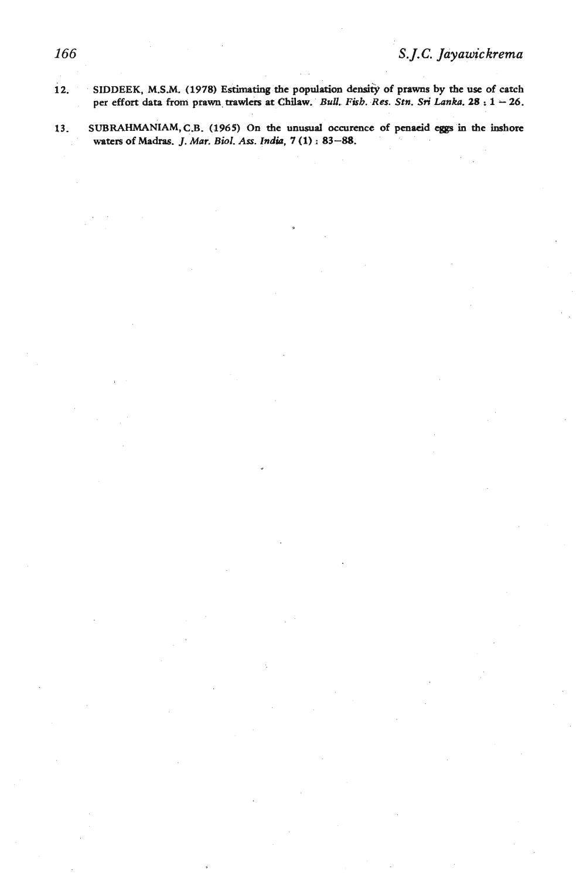12. SIDDEEK, M.S.M. (1978) Estimating the population density of prawns by the use of catch per effort data from prawn trawlers at Chilaw. *Bull. Fish. Res. Stn. Sri Lanka.* **28** : 1 – 26.

13. SUBRAHMANIAM, C.B. (1965) On the unusual occurence of penaeid eggs in the inshore waters of Madras. *J. Mar. Biol. Ass. India,* **7 (1)** : **83–88.**